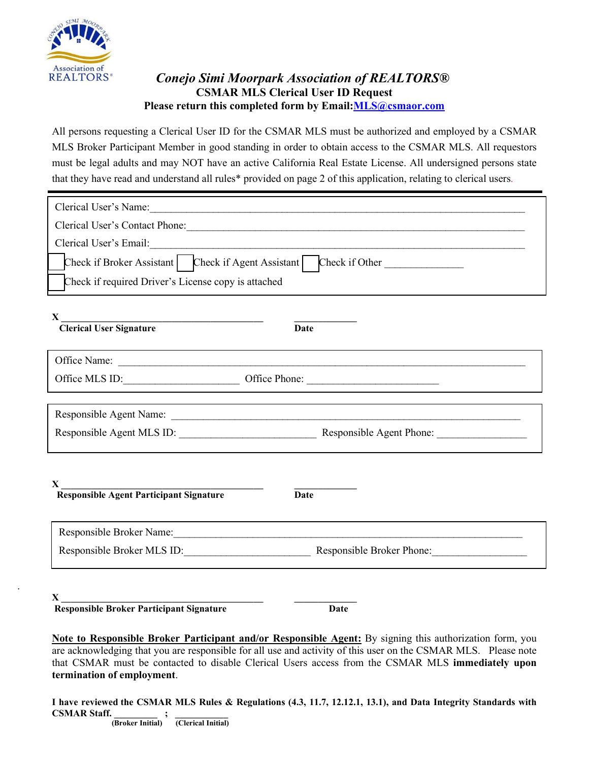# *Conejo Simi Moorpark Association of REALTORS®*

**CSMAR MLS Clerical User ID Request**

**Please return this completed form by Email:MLS@csmaor.com**

All persons requesting a Clerical User ID for the CSMAR MLS must be authorized and employed by a CSMAR MLS Broker Participant Member in good standing in order to obtain access to the CSMAR MLS. All requestors must be legal adults and may NOT have an active California Real Estate License. All undersigned persons state that they have read and understand all rules* provided on page 2 of this application, relating to clerical users.

Clerical User's Name:_______________________________________________

Clerical User's Contact Phone:_______________________________________

Clerical User's Email:_______________________________________________

☐ Check if Broker Assistant ☐ Check if Agent Assistant ☐ Check if Other ______________

☐ Check if required Driver's License copy is attached

**X** ________________________________________ ____________

**Clerical User Signature** **Date**

Office Name: _______________________________________________

Office MLS ID:______________________ Office Phone: _________________________

Responsible Agent Name: _______________________________________________

Responsible Agent MLS ID: _________________________ Responsible Agent Phone: ________________

**X** ________________________________________ ____________

**Responsible Agent Participant Signature** **Date**

Responsible Broker Name:_______________________________________________

Responsible Broker MLS ID:_______________________ Responsible Broker Phone:_________________

**X** ________________________________________ ____________

**Responsible Broker Participant Signature** **Date**

**Note to Responsible Broker Participant and/or Responsible Agent:** By signing this authorization form, you are acknowledging that you are responsible for all use and activity of this user on the CSMAR MLS. Please note that CSMAR must be contacted to disable Clerical Users access from the CSMAR MLS **immediately upon termination of employment**.

**I have reviewed the CSMAR MLS Rules & Regulations (4.3, 11.7, 12.12.1, 13.1), and Data Integrity Standards with CSMAR Staff.** _________ ; ___________

**(Broker Initial)** **(Clerical Initial)**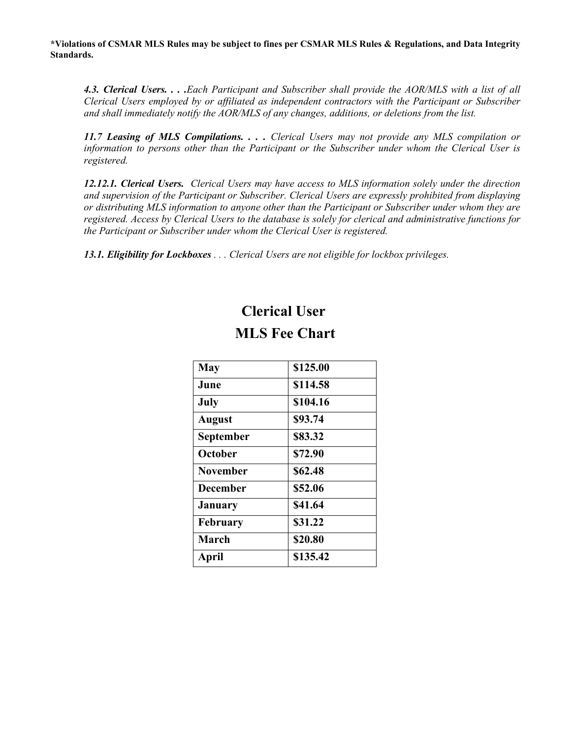**\*Violations of CSMAR MLS Rules may be subject to fines per CSMAR MLS Rules & Regulations, and Data Integrity Standards.**

***4.3. Clerical Users. . . .****Each Participant and Subscriber shall provide the AOR/MLS with a list of all Clerical Users employed by or affiliated as independent contractors with the Participant or Subscriber and shall immediately notify the AOR/MLS of any changes, additions, or deletions from the list.*

***11.7 Leasing of MLS Compilations. . . .*** *Clerical Users may not provide any MLS compilation or information to persons other than the Participant or the Subscriber under whom the Clerical User is registered.*

***12.12.1. Clerical Users.*** *Clerical Users may have access to MLS information solely under the direction and supervision of the Participant or Subscriber. Clerical Users are expressly prohibited from displaying or distributing MLS information to anyone other than the Participant or Subscriber under whom they are registered. Access by Clerical Users to the database is solely for clerical and administrative functions for the Participant or Subscriber under whom the Clerical User is registered.*

***13.1. Eligibility for Lockboxes*** *. . . Clerical Users are not eligible for lockbox privileges.*

# Clerical User
# MLS Fee Chart

| | |
|---|---|
| **May** | **$125.00** |
| **June** | **$114.58** |
| **July** | **$104.16** |
| **August** | **$93.74** |
| **September** | **$83.32** |
| **October** | **$72.90** |
| **November** | **$62.48** |
| **December** | **$52.06** |
| **January** | **$41.64** |
| **February** | **$31.22** |
| **March** | **$20.80** |
| **April** | **$135.42** |